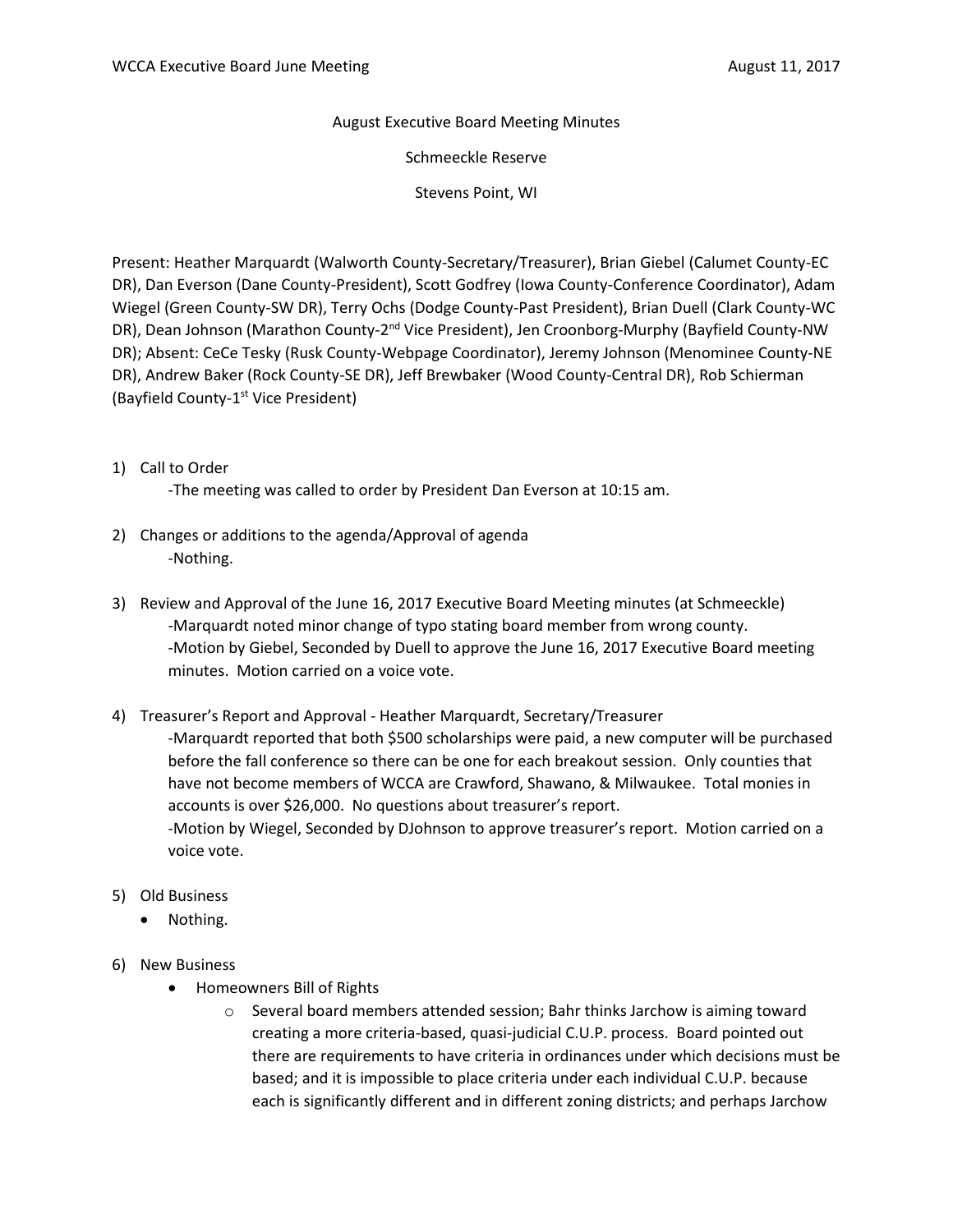August Executive Board Meeting Minutes

Schmeeckle Reserve

Stevens Point, WI

Present: Heather Marquardt (Walworth County-Secretary/Treasurer), Brian Giebel (Calumet County-EC DR), Dan Everson (Dane County-President), Scott Godfrey (Iowa County-Conference Coordinator), Adam Wiegel (Green County-SW DR), Terry Ochs (Dodge County-Past President), Brian Duell (Clark County-WC DR), Dean Johnson (Marathon County-2nd Vice President), Jen Croonborg-Murphy (Bayfield County-NW DR); Absent: CeCe Tesky (Rusk County-Webpage Coordinator), Jeremy Johnson (Menominee County-NE DR), Andrew Baker (Rock County-SE DR), Jeff Brewbaker (Wood County-Central DR), Rob Schierman (Bayfield County-1st Vice President)

1) Call to Order
   -The meeting was called to order by President Dan Everson at 10:15 am.

2) Changes or additions to the agenda/Approval of agenda
   -Nothing.

3) Review and Approval of the June 16, 2017 Executive Board Meeting minutes (at Schmeeckle)
   -Marquardt noted minor change of typo stating board member from wrong county.
   -Motion by Giebel, Seconded by Duell to approve the June 16, 2017 Executive Board meeting minutes. Motion carried on a voice vote.

4) Treasurer's Report and Approval - Heather Marquardt, Secretary/Treasurer
   -Marquardt reported that both $500 scholarships were paid, a new computer will be purchased before the fall conference so there can be one for each breakout session. Only counties that have not become members of WCCA are Crawford, Shawano, & Milwaukee. Total monies in accounts is over $26,000. No questions about treasurer's report.
   -Motion by Wiegel, Seconded by DJohnson to approve treasurer's report. Motion carried on a voice vote.

5) Old Business
   - Nothing.

6) New Business
   - Homeowners Bill of Rights
     - Several board members attended session; Bahr thinks Jarchow is aiming toward creating a more criteria-based, quasi-judicial C.U.P. process. Board pointed out there are requirements to have criteria in ordinances under which decisions must be based; and it is impossible to place criteria under each individual C.U.P. because each is significantly different and in different zoning districts; and perhaps Jarchow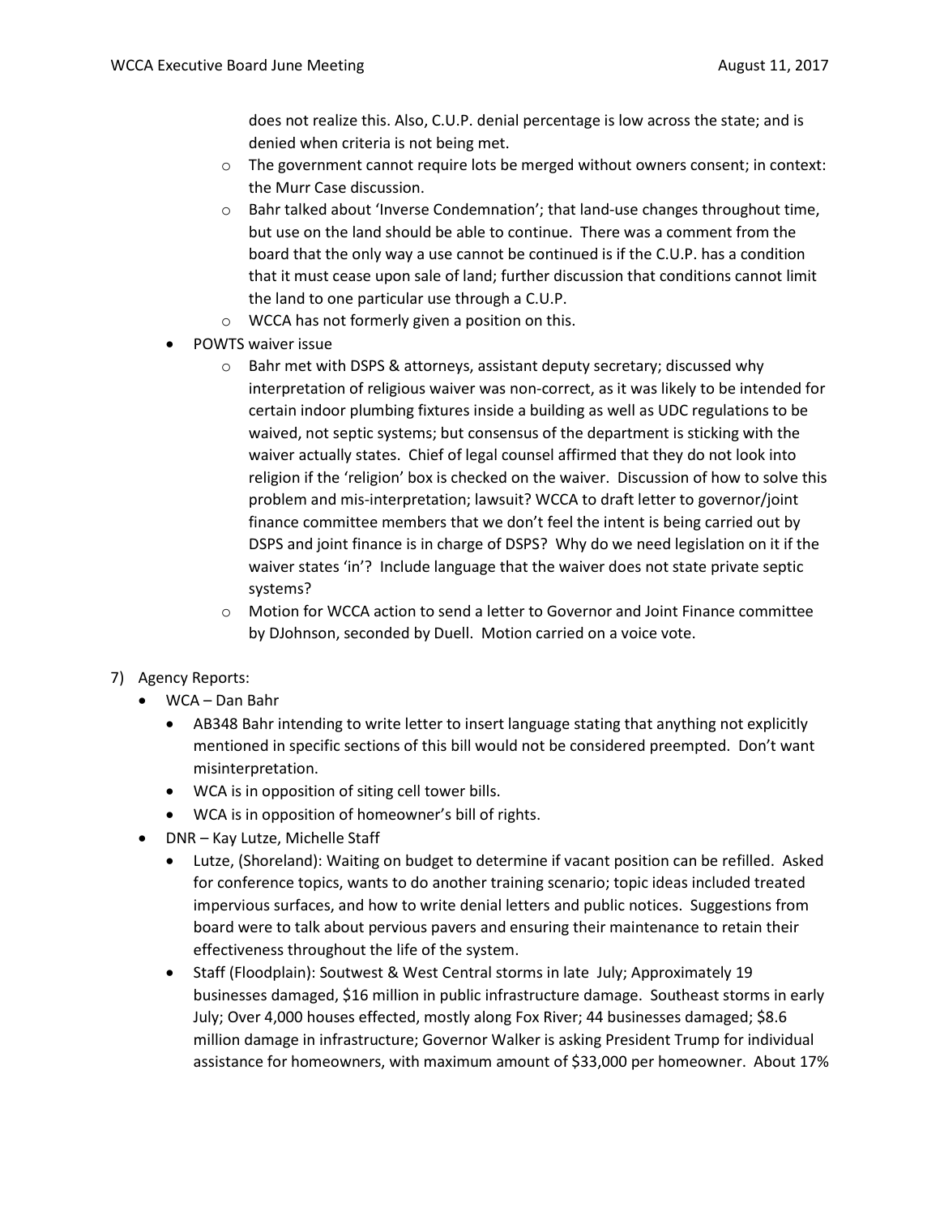does not realize this. Also, C.U.P. denial percentage is low across the state; and is denied when criteria is not being met.

  - The government cannot require lots be merged without owners consent; in context: the Murr Case discussion.
  - Bahr talked about 'Inverse Condemnation'; that land-use changes throughout time, but use on the land should be able to continue. There was a comment from the board that the only way a use cannot be continued is if the C.U.P. has a condition that it must cease upon sale of land; further discussion that conditions cannot limit the land to one particular use through a C.U.P.
  - WCCA has not formerly given a position on this.
- POWTS waiver issue
  - Bahr met with DSPS & attorneys, assistant deputy secretary; discussed why interpretation of religious waiver was non-correct, as it was likely to be intended for certain indoor plumbing fixtures inside a building as well as UDC regulations to be waived, not septic systems; but consensus of the department is sticking with the waiver actually states. Chief of legal counsel affirmed that they do not look into religion if the 'religion' box is checked on the waiver. Discussion of how to solve this problem and mis-interpretation; lawsuit? WCCA to draft letter to governor/joint finance committee members that we don't feel the intent is being carried out by DSPS and joint finance is in charge of DSPS? Why do we need legislation on it if the waiver states 'in'? Include language that the waiver does not state private septic systems?
  - Motion for WCCA action to send a letter to Governor and Joint Finance committee by DJohnson, seconded by Duell. Motion carried on a voice vote.

7) Agency Reports:

- WCA – Dan Bahr
  - AB348 Bahr intending to write letter to insert language stating that anything not explicitly mentioned in specific sections of this bill would not be considered preempted. Don't want misinterpretation.
  - WCA is in opposition of siting cell tower bills.
  - WCA is in opposition of homeowner's bill of rights.
- DNR – Kay Lutze, Michelle Staff
  - Lutze, (Shoreland): Waiting on budget to determine if vacant position can be refilled. Asked for conference topics, wants to do another training scenario; topic ideas included treated impervious surfaces, and how to write denial letters and public notices. Suggestions from board were to talk about pervious pavers and ensuring their maintenance to retain their effectiveness throughout the life of the system.
  - Staff (Floodplain): Soutwest & West Central storms in late July; Approximately 19 businesses damaged, $16 million in public infrastructure damage. Southeast storms in early July; Over 4,000 houses effected, mostly along Fox River; 44 businesses damaged; $8.6 million damage in infrastructure; Governor Walker is asking President Trump for individual assistance for homeowners, with maximum amount of $33,000 per homeowner. About 17%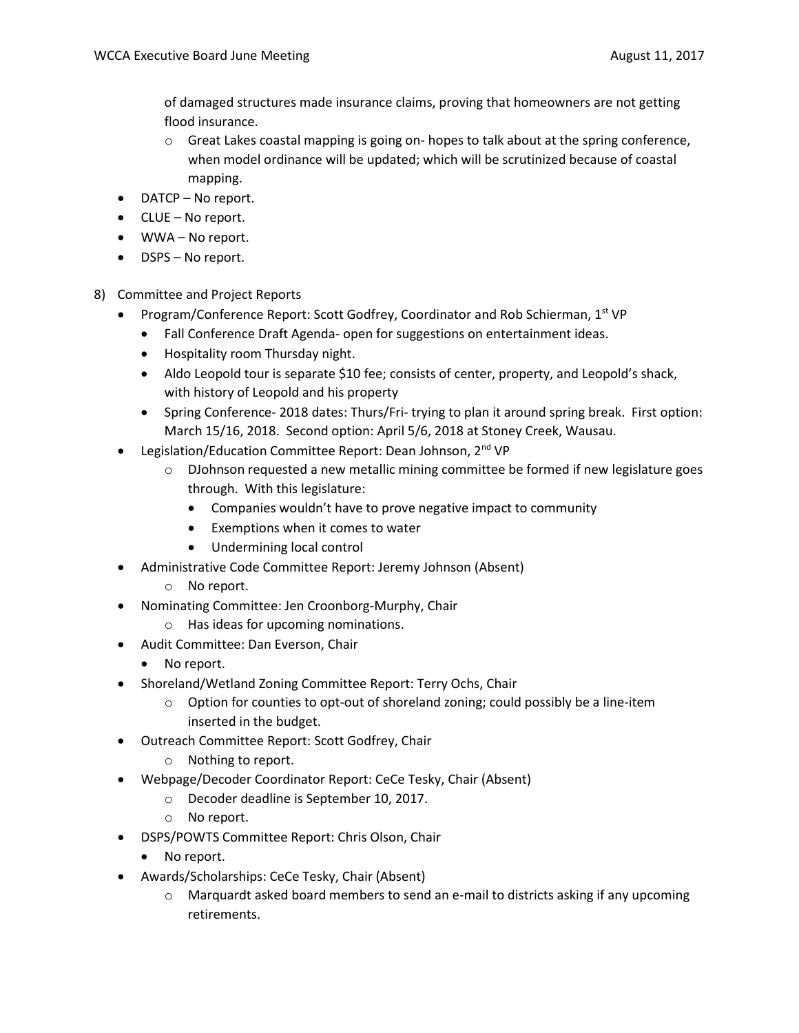of damaged structures made insurance claims, proving that homeowners are not getting flood insurance.

  - Great Lakes coastal mapping is going on- hopes to talk about at the spring conference, when model ordinance will be updated; which will be scrutinized because of coastal mapping.

- DATCP – No report.
- CLUE – No report.
- WWA – No report.
- DSPS – No report.

8) Committee and Project Reports
   - Program/Conference Report: Scott Godfrey, Coordinator and Rob Schierman, 1st VP
     - Fall Conference Draft Agenda- open for suggestions on entertainment ideas.
     - Hospitality room Thursday night.
     - Aldo Leopold tour is separate $10 fee; consists of center, property, and Leopold's shack, with history of Leopold and his property
     - Spring Conference- 2018 dates: Thurs/Fri- trying to plan it around spring break. First option: March 15/16, 2018. Second option: April 5/6, 2018 at Stoney Creek, Wausau.
   - Legislation/Education Committee Report: Dean Johnson, 2nd VP
     - DJohnson requested a new metallic mining committee be formed if new legislature goes through. With this legislature:
       - Companies wouldn't have to prove negative impact to community
       - Exemptions when it comes to water
       - Undermining local control
   - Administrative Code Committee Report: Jeremy Johnson (Absent)
     - No report.
   - Nominating Committee: Jen Croonborg-Murphy, Chair
     - Has ideas for upcoming nominations.
   - Audit Committee: Dan Everson, Chair
     - No report.
   - Shoreland/Wetland Zoning Committee Report: Terry Ochs, Chair
     - Option for counties to opt-out of shoreland zoning; could possibly be a line-item inserted in the budget.
   - Outreach Committee Report: Scott Godfrey, Chair
     - Nothing to report.
   - Webpage/Decoder Coordinator Report: CeCe Tesky, Chair (Absent)
     - Decoder deadline is September 10, 2017.
     - No report.
   - DSPS/POWTS Committee Report: Chris Olson, Chair
     - No report.
   - Awards/Scholarships: CeCe Tesky, Chair (Absent)
     - Marquardt asked board members to send an e-mail to districts asking if any upcoming retirements.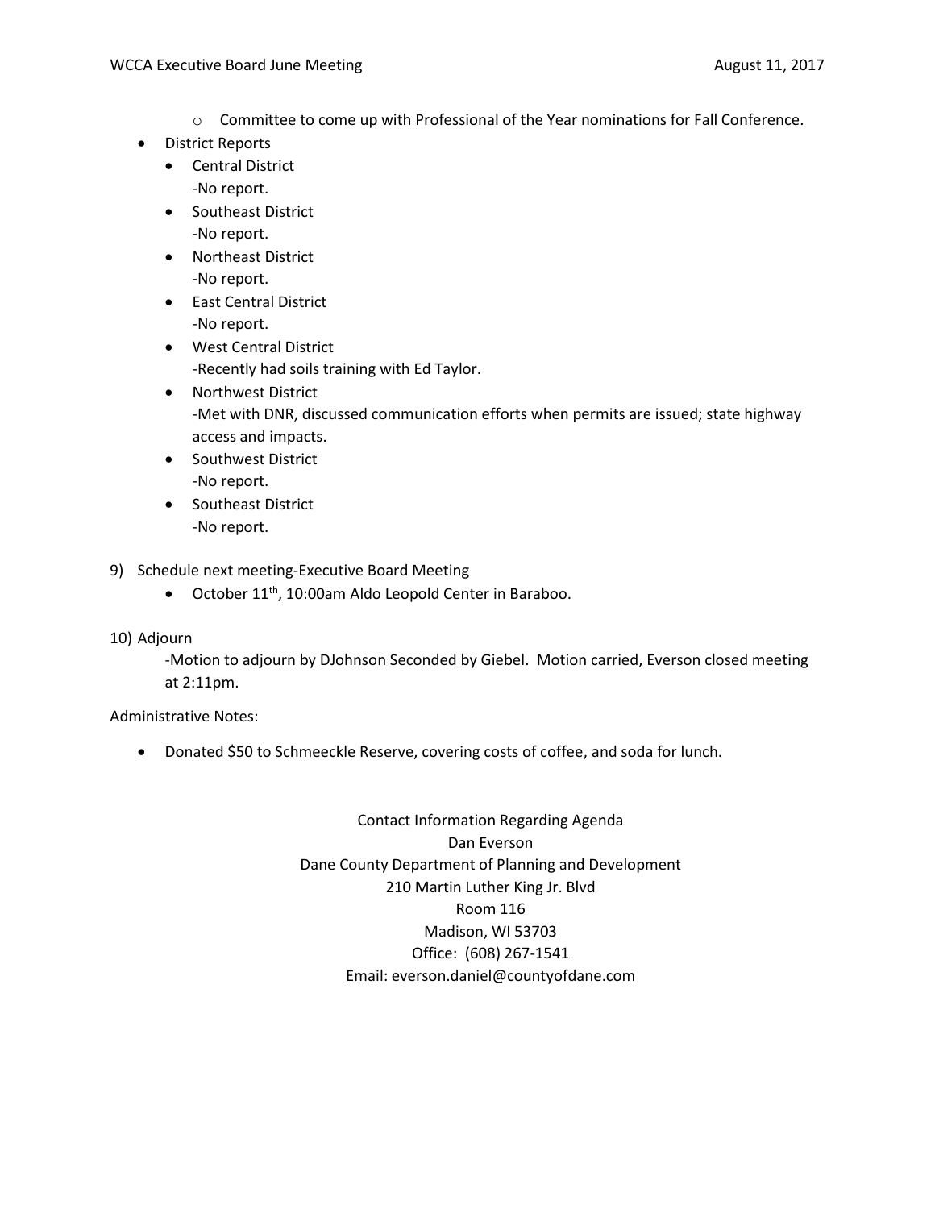- Committee to come up with Professional of the Year nominations for Fall Conference.

- District Reports
  - Central District
    -No report.
  - Southeast District
    -No report.
  - Northeast District
    -No report.
  - East Central District
    -No report.
  - West Central District
    -Recently had soils training with Ed Taylor.
  - Northwest District
    -Met with DNR, discussed communication efforts when permits are issued; state highway access and impacts.
  - Southwest District
    -No report.
  - Southeast District
    -No report.

9) Schedule next meeting-Executive Board Meeting
   - October 11th, 10:00am Aldo Leopold Center in Baraboo.

10) Adjourn
    -Motion to adjourn by DJohnson Seconded by Giebel. Motion carried, Everson closed meeting at 2:11pm.

Administrative Notes:

- Donated $50 to Schmeeckle Reserve, covering costs of coffee, and soda for lunch.

Contact Information Regarding Agenda
Dan Everson
Dane County Department of Planning and Development
210 Martin Luther King Jr. Blvd
Room 116
Madison, WI 53703
Office: (608) 267-1541
Email: everson.daniel@countyofdane.com